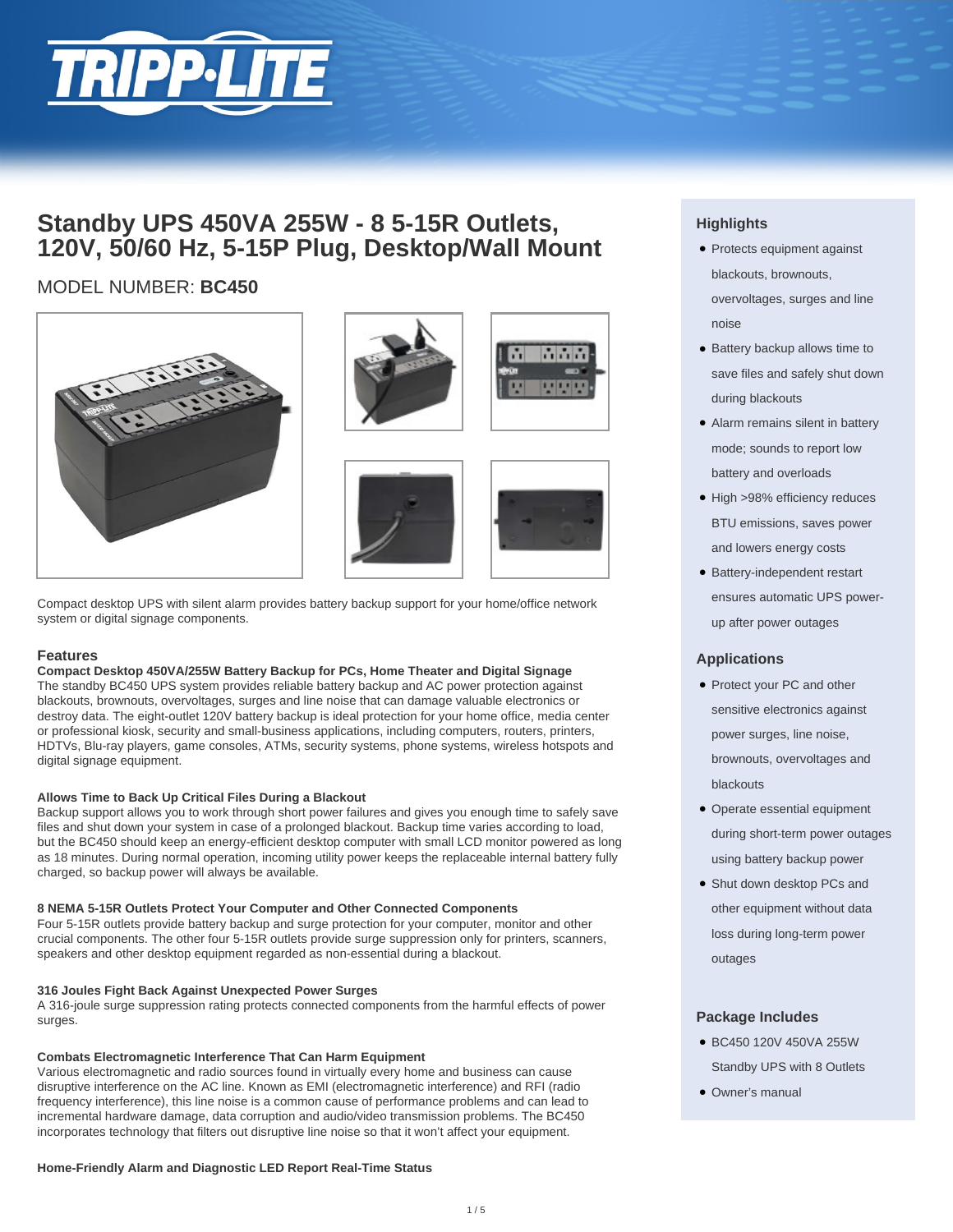# Standby UPS 450VA 255W - 8 5-15R Outlets, 120V, 50/60 Hz, 5-15P Plug, Desktop/Wall Mount

MODEL NUMBER: **BC450**

Compact desktop UPS with silent alarm provides battery backup support for your home/office network system or digital signage components.

## Features

**Compact Desktop 450VA/255W Battery Backup for PCs, Home Theater and Digital Signage**

The standby BC450 UPS system provides reliable battery backup and AC power protection against blackouts, brownouts, overvoltages, surges and line noise that can damage valuable electronics or destroy data. The eight-outlet 120V battery backup is ideal protection for your home office, media center or professional kiosk, security and small-business applications, including computers, routers, printers, HDTVs, Blu-ray players, game consoles, ATMs, security systems, phone systems, wireless hotspots and digital signage equipment.

**Allows Time to Back Up Critical Files During a Blackout**

Backup support allows you to work through short power failures and gives you enough time to safely save files and shut down your system in case of a prolonged blackout. Backup time varies according to load, but the BC450 should keep an energy-efficient desktop computer with small LCD monitor powered as long as 18 minutes. During normal operation, incoming utility power keeps the replaceable internal battery fully charged, so backup power will always be available.

**8 NEMA 5-15R Outlets Protect Your Computer and Other Connected Components**

Four 5-15R outlets provide battery backup and surge protection for your computer, monitor and other crucial components. The other four 5-15R outlets provide surge suppression only for printers, scanners, speakers and other desktop equipment regarded as non-essential during a blackout.

**316 Joules Fight Back Against Unexpected Power Surges**

A 316-joule surge suppression rating protects connected components from the harmful effects of power surges.

**Combats Electromagnetic Interference That Can Harm Equipment**

Various electromagnetic and radio sources found in virtually every home and business can cause disruptive interference on the AC line. Known as EMI (electromagnetic interference) and RFI (radio frequency interference), this line noise is a common cause of performance problems and can lead to incremental hardware damage, data corruption and audio/video transmission problems. The BC450 incorporates technology that filters out disruptive line noise so that it won't affect your equipment.

**Home-Friendly Alarm and Diagnostic LED Report Real-Time Status**

## Highlights

- Protects equipment against blackouts, brownouts, overvoltages, surges and line noise
- Battery backup allows time to save files and safely shut down during blackouts
- Alarm remains silent in battery mode; sounds to report low battery and overloads
- High >98% efficiency reduces BTU emissions, saves power and lowers energy costs
- Battery-independent restart ensures automatic UPS power-up after power outages

## Applications

- Protect your PC and other sensitive electronics against power surges, line noise, brownouts, overvoltages and blackouts
- Operate essential equipment during short-term power outages using battery backup power
- Shut down desktop PCs and other equipment without data loss during long-term power outages

## Package Includes

- BC450 120V 450VA 255W Standby UPS with 8 Outlets
- Owner's manual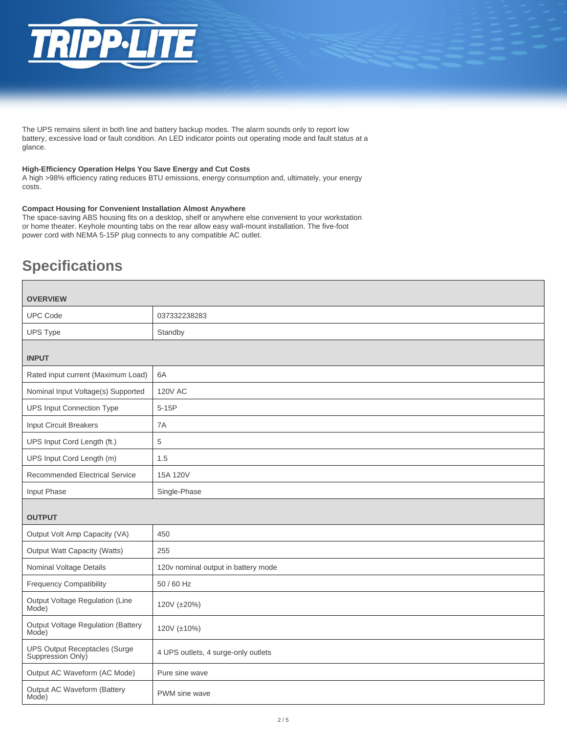The UPS remains silent in both line and battery backup modes. The alarm sounds only to report low battery, excessive load or fault condition. An LED indicator points out operating mode and fault status at a glance.

**High-Efficiency Operation Helps You Save Energy and Cut Costs**
A high >98% efficiency rating reduces BTU emissions, energy consumption and, ultimately, your energy costs.

**Compact Housing for Convenient Installation Almost Anywhere**
The space-saving ABS housing fits on a desktop, shelf or anywhere else convenient to your workstation or home theater. Keyhole mounting tabs on the rear allow easy wall-mount installation. The five-foot power cord with NEMA 5-15P plug connects to any compatible AC outlet.

## Specifications

| **OVERVIEW** | |
|---|---|
| UPC Code | 037332238283 |
| UPS Type | Standby |
| **INPUT** | |
| Rated input current (Maximum Load) | 6A |
| Nominal Input Voltage(s) Supported | 120V AC |
| UPS Input Connection Type | 5-15P |
| Input Circuit Breakers | 7A |
| UPS Input Cord Length (ft.) | 5 |
| UPS Input Cord Length (m) | 1.5 |
| Recommended Electrical Service | 15A 120V |
| Input Phase | Single-Phase |
| **OUTPUT** | |
| Output Volt Amp Capacity (VA) | 450 |
| Output Watt Capacity (Watts) | 255 |
| Nominal Voltage Details | 120v nominal output in battery mode |
| Frequency Compatibility | 50 / 60 Hz |
| Output Voltage Regulation (Line Mode) | 120V (±20%) |
| Output Voltage Regulation (Battery Mode) | 120V (±10%) |
| UPS Output Receptacles (Surge Suppression Only) | 4 UPS outlets, 4 surge-only outlets |
| Output AC Waveform (AC Mode) | Pure sine wave |
| Output AC Waveform (Battery Mode) | PWM sine wave |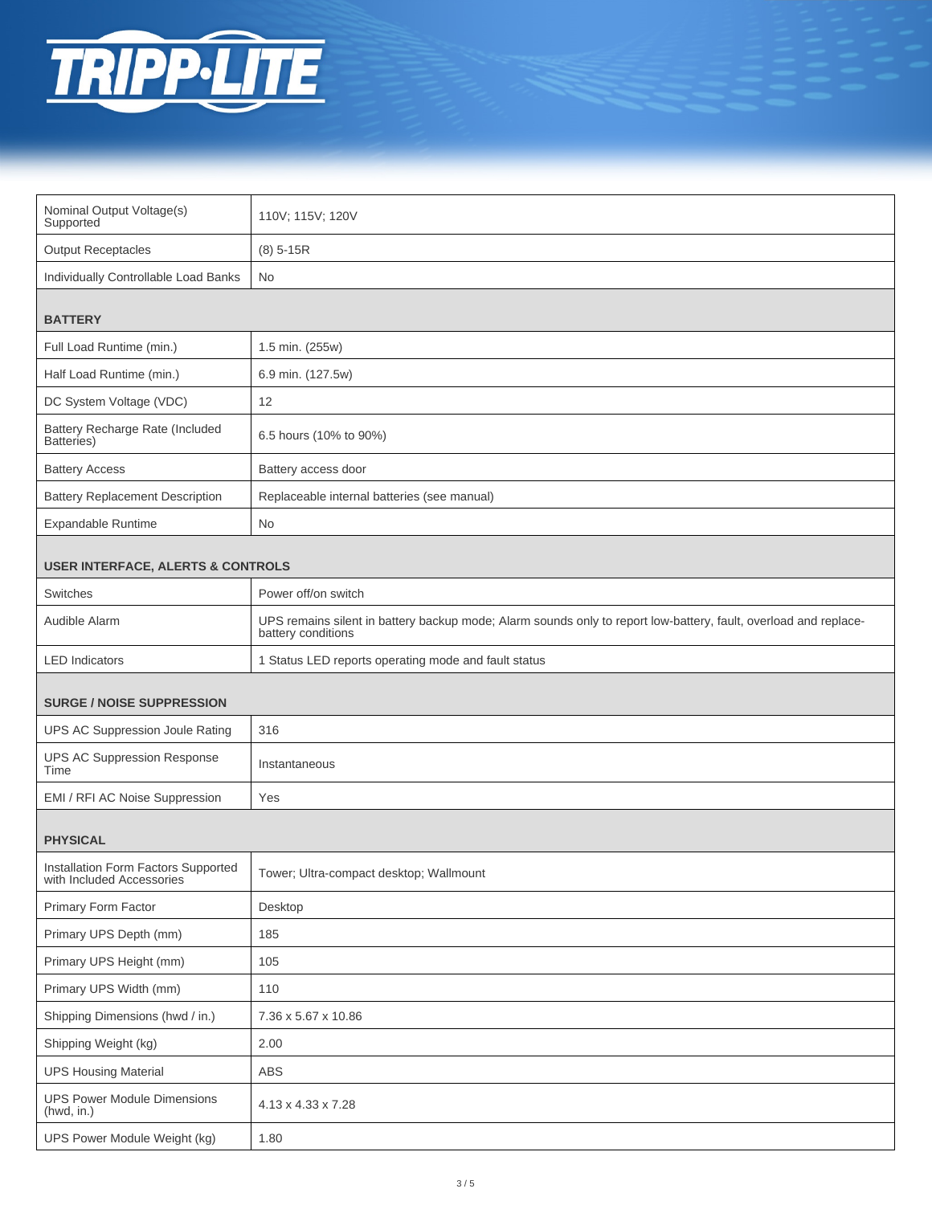| | |
|---|---|
| Nominal Output Voltage(s) Supported | 110V; 115V; 120V |
| Output Receptacles | (8) 5-15R |
| Individually Controllable Load Banks | No |
| **BATTERY** | |
| Full Load Runtime (min.) | 1.5 min. (255w) |
| Half Load Runtime (min.) | 6.9 min. (127.5w) |
| DC System Voltage (VDC) | 12 |
| Battery Recharge Rate (Included Batteries) | 6.5 hours (10% to 90%) |
| Battery Access | Battery access door |
| Battery Replacement Description | Replaceable internal batteries (see manual) |
| Expandable Runtime | No |
| **USER INTERFACE, ALERTS & CONTROLS** | |
| Switches | Power off/on switch |
| Audible Alarm | UPS remains silent in battery backup mode; Alarm sounds only to report low-battery, fault, overload and replace-battery conditions |
| LED Indicators | 1 Status LED reports operating mode and fault status |
| **SURGE / NOISE SUPPRESSION** | |
| UPS AC Suppression Joule Rating | 316 |
| UPS AC Suppression Response Time | Instantaneous |
| EMI / RFI AC Noise Suppression | Yes |
| **PHYSICAL** | |
| Installation Form Factors Supported with Included Accessories | Tower; Ultra-compact desktop; Wallmount |
| Primary Form Factor | Desktop |
| Primary UPS Depth (mm) | 185 |
| Primary UPS Height (mm) | 105 |
| Primary UPS Width (mm) | 110 |
| Shipping Dimensions (hwd / in.) | 7.36 x 5.67 x 10.86 |
| Shipping Weight (kg) | 2.00 |
| UPS Housing Material | ABS |
| UPS Power Module Dimensions (hwd, in.) | 4.13 x 4.33 x 7.28 |
| UPS Power Module Weight (kg) | 1.80 |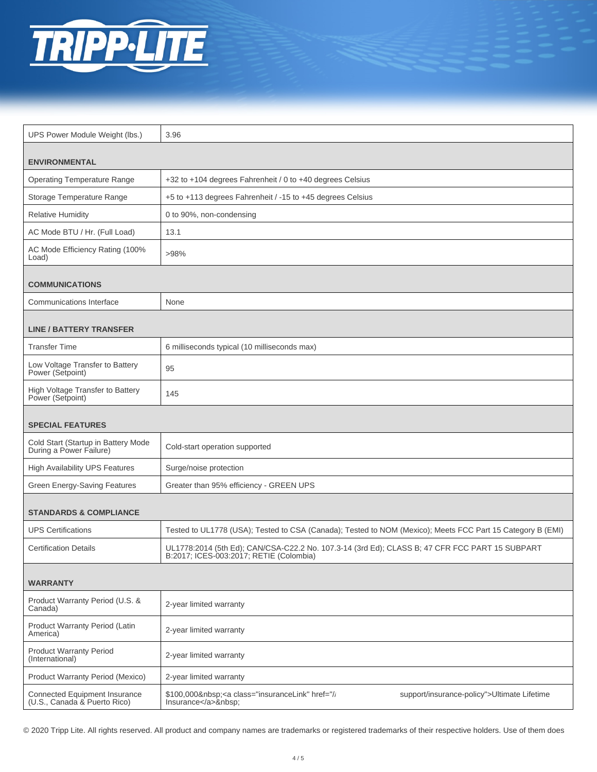| | |
|---|---|
| UPS Power Module Weight (lbs.) | 3.96 |
| **ENVIRONMENTAL** | |
| Operating Temperature Range | +32 to +104 degrees Fahrenheit / 0 to +40 degrees Celsius |
| Storage Temperature Range | +5 to +113 degrees Fahrenheit / -15 to +45 degrees Celsius |
| Relative Humidity | 0 to 90%, non-condensing |
| AC Mode BTU / Hr. (Full Load) | 13.1 |
| AC Mode Efficiency Rating (100% Load) | >98% |
| **COMMUNICATIONS** | |
| Communications Interface | None |
| **LINE / BATTERY TRANSFER** | |
| Transfer Time | 6 milliseconds typical (10 milliseconds max) |
| Low Voltage Transfer to Battery Power (Setpoint) | 95 |
| High Voltage Transfer to Battery Power (Setpoint) | 145 |
| **SPECIAL FEATURES** | |
| Cold Start (Startup in Battery Mode During a Power Failure) | Cold-start operation supported |
| High Availability UPS Features | Surge/noise protection |
| Green Energy-Saving Features | Greater than 95% efficiency - GREEN UPS |
| **STANDARDS & COMPLIANCE** | |
| UPS Certifications | Tested to UL1778 (USA); Tested to CSA (Canada); Tested to NOM (Mexico); Meets FCC Part 15 Category B (EMI) |
| Certification Details | UL1778:2014 (5th Ed); CAN/CSA-C22.2 No. 107.3-14 (3rd Ed); CLASS B; 47 CFR FCC PART 15 SUBPART B:2017; ICES-003:2017; RETIE (Colombia) |
| **WARRANTY** | |
| Product Warranty Period (U.S. & Canada) | 2-year limited warranty |
| Product Warranty Period (Latin America) | 2-year limited warranty |
| Product Warranty Period (International) | 2-year limited warranty |
| Product Warranty Period (Mexico) | 2-year limited warranty |
| Connected Equipment Insurance (U.S., Canada & Puerto Rico) | $100,000&nbsp;<a class="insuranceLink" href="/support/insurance-policy">Ultimate Lifetime Insurance</a>&nbsp; |

© 2020 Tripp Lite. All rights reserved. All product and company names are trademarks or registered trademarks of their respective holders. Use of them does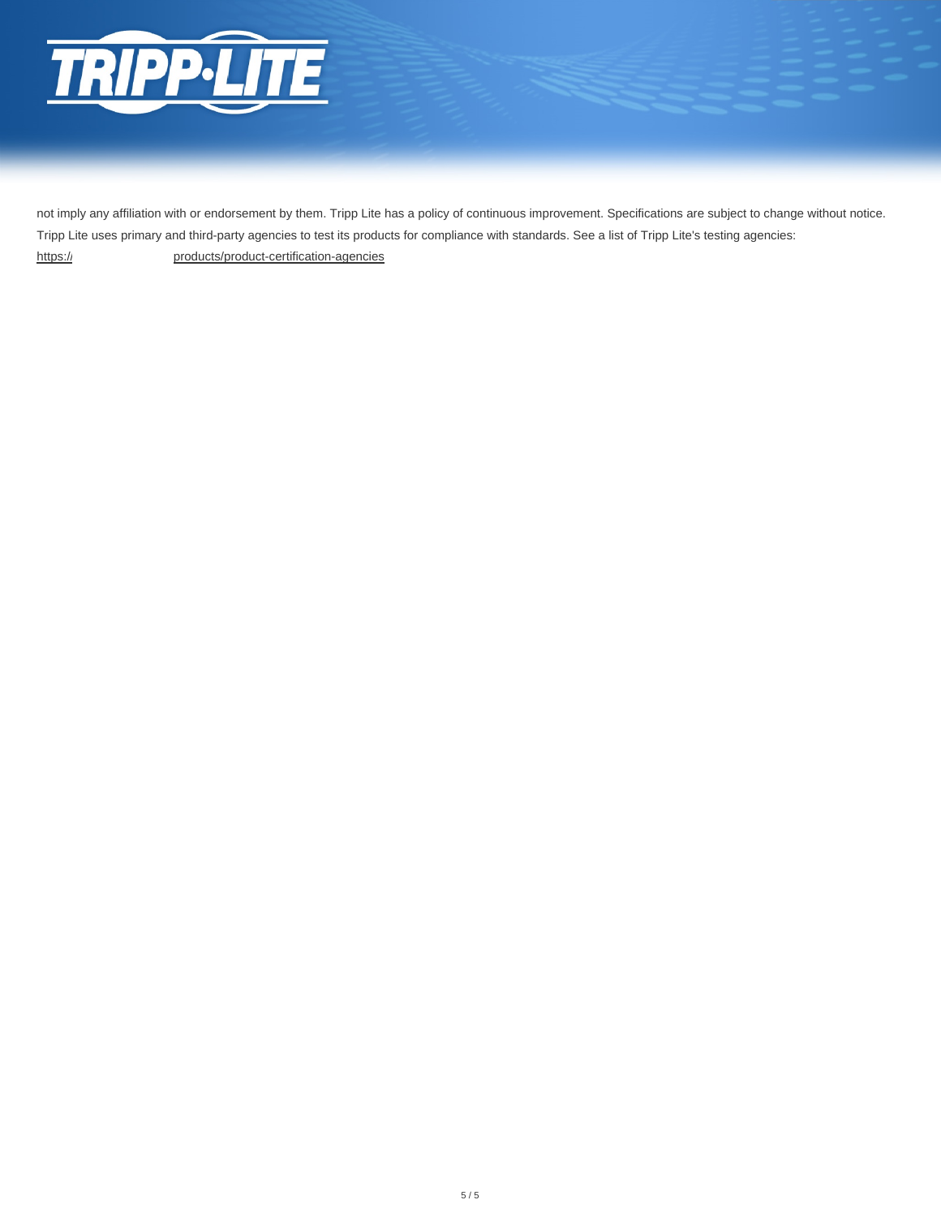not imply any affiliation with or endorsement by them. Tripp Lite has a policy of continuous improvement. Specifications are subject to change without notice. Tripp Lite uses primary and third-party agencies to test its products for compliance with standards. See a list of Tripp Lite's testing agencies:

https://                    products/product-certification-agencies